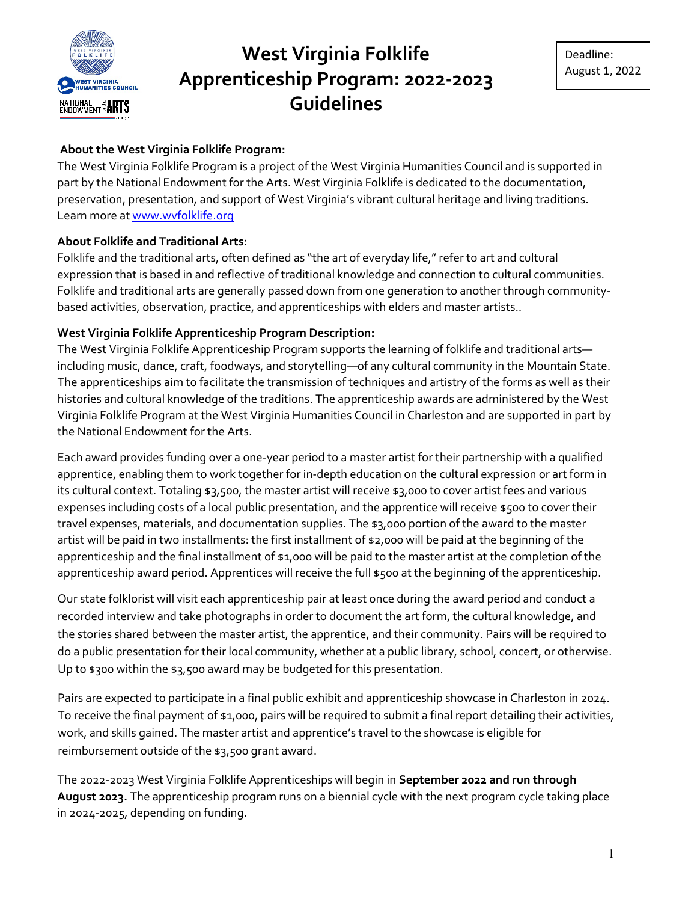# West Virginia Folklife Apprenticeship Program: 2022-2023 Guidelines

Deadline: August 1, 2022

### About the West Virginia Folklife Program:

The West Virginia Folklife Program is a project of the West Virginia Humanities Council and is supported in part by the National Endowment for the Arts. West Virginia Folklife is dedicated to the documentation, preservation, presentation, and support of West Virginia's vibrant cultural heritage and living traditions. Learn more at www.wvfolklife.org

### About Folklife and Traditional Arts:

Folklife and the traditional arts, often defined as "the art of everyday life," refer to art and cultural expression that is based in and reflective of traditional knowledge and connection to cultural communities. Folklife and traditional arts are generally passed down from one generation to another through community-based activities, observation, practice, and apprenticeships with elders and master artists..

### West Virginia Folklife Apprenticeship Program Description:

The West Virginia Folklife Apprenticeship Program supports the learning of folklife and traditional arts—including music, dance, craft, foodways, and storytelling—of any cultural community in the Mountain State. The apprenticeships aim to facilitate the transmission of techniques and artistry of the forms as well as their histories and cultural knowledge of the traditions. The apprenticeship awards are administered by the West Virginia Folklife Program at the West Virginia Humanities Council in Charleston and are supported in part by the National Endowment for the Arts.

Each award provides funding over a one-year period to a master artist for their partnership with a qualified apprentice, enabling them to work together for in-depth education on the cultural expression or art form in its cultural context. Totaling $3,500, the master artist will receive $3,000 to cover artist fees and various expenses including costs of a local public presentation, and the apprentice will receive $500 to cover their travel expenses, materials, and documentation supplies. The $3,000 portion of the award to the master artist will be paid in two installments: the first installment of $2,000 will be paid at the beginning of the apprenticeship and the final installment of $1,000 will be paid to the master artist at the completion of the apprenticeship award period. Apprentices will receive the full $500 at the beginning of the apprenticeship.

Our state folklorist will visit each apprenticeship pair at least once during the award period and conduct a recorded interview and take photographs in order to document the art form, the cultural knowledge, and the stories shared between the master artist, the apprentice, and their community. Pairs will be required to do a public presentation for their local community, whether at a public library, school, concert, or otherwise. Up to $300 within the $3,500 award may be budgeted for this presentation.

Pairs are expected to participate in a final public exhibit and apprenticeship showcase in Charleston in 2024. To receive the final payment of $1,000, pairs will be required to submit a final report detailing their activities, work, and skills gained. The master artist and apprentice's travel to the showcase is eligible for reimbursement outside of the $3,500 grant award.

The 2022-2023 West Virginia Folklife Apprenticeships will begin in **September 2022 and run through August 2023.** The apprenticeship program runs on a biennial cycle with the next program cycle taking place in 2024-2025, depending on funding.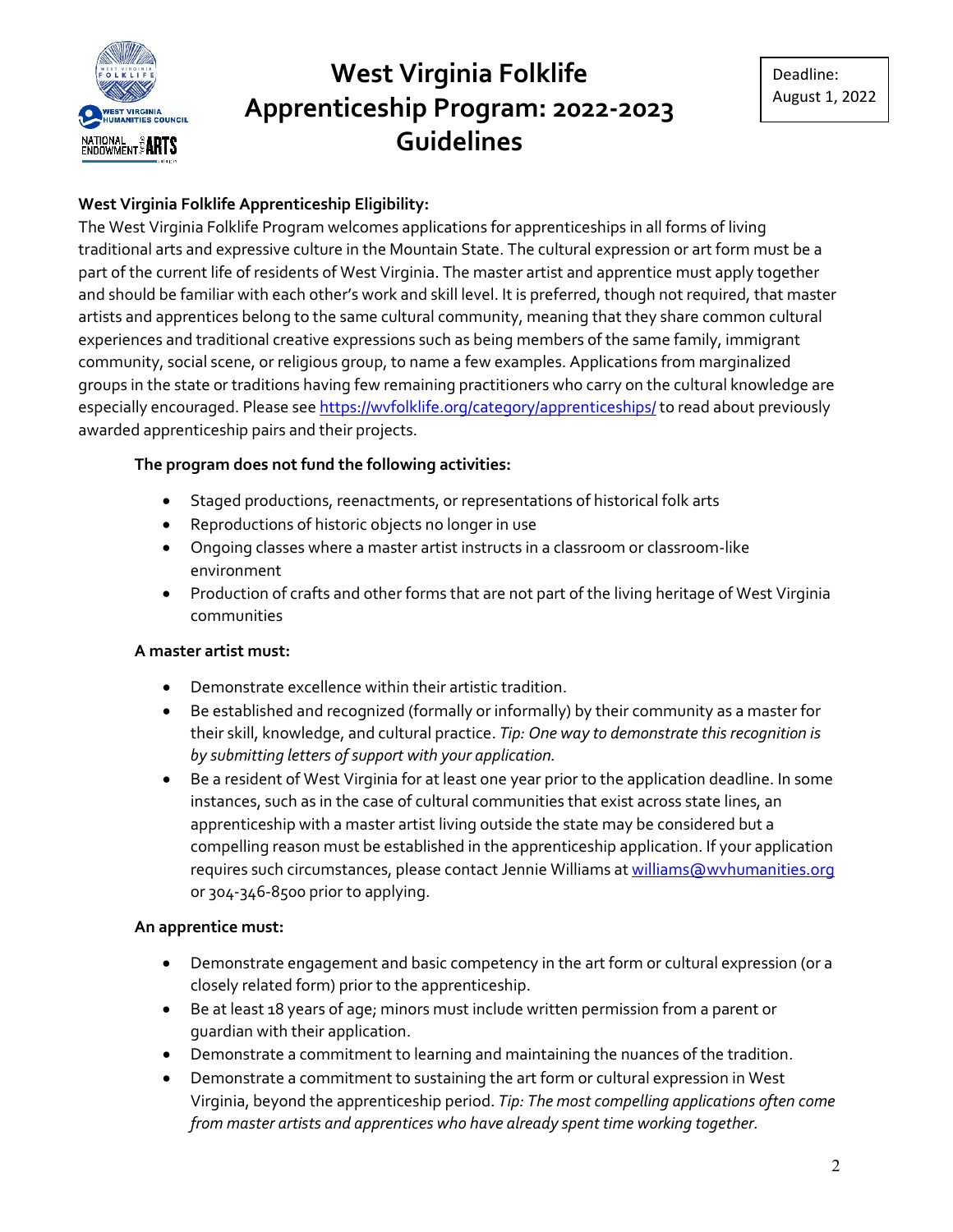# West Virginia Folklife Apprenticeship Program: 2022-2023 Guidelines

Deadline: August 1, 2022

**West Virginia Folklife Apprenticeship Eligibility:**

The West Virginia Folklife Program welcomes applications for apprenticeships in all forms of living traditional arts and expressive culture in the Mountain State. The cultural expression or art form must be a part of the current life of residents of West Virginia. The master artist and apprentice must apply together and should be familiar with each other's work and skill level. It is preferred, though not required, that master artists and apprentices belong to the same cultural community, meaning that they share common cultural experiences and traditional creative expressions such as being members of the same family, immigrant community, social scene, or religious group, to name a few examples. Applications from marginalized groups in the state or traditions having few remaining practitioners who carry on the cultural knowledge are especially encouraged. Please see https://wvfolklife.org/category/apprenticeships/ to read about previously awarded apprenticeship pairs and their projects.

**The program does not fund the following activities:**

- Staged productions, reenactments, or representations of historical folk arts
- Reproductions of historic objects no longer in use
- Ongoing classes where a master artist instructs in a classroom or classroom-like environment
- Production of crafts and other forms that are not part of the living heritage of West Virginia communities

**A master artist must:**

- Demonstrate excellence within their artistic tradition.
- Be established and recognized (formally or informally) by their community as a master for their skill, knowledge, and cultural practice. *Tip: One way to demonstrate this recognition is by submitting letters of support with your application.*
- Be a resident of West Virginia for at least one year prior to the application deadline. In some instances, such as in the case of cultural communities that exist across state lines, an apprenticeship with a master artist living outside the state may be considered but a compelling reason must be established in the apprenticeship application. If your application requires such circumstances, please contact Jennie Williams at williams@wvhumanities.org or 304-346-8500 prior to applying.

**An apprentice must:**

- Demonstrate engagement and basic competency in the art form or cultural expression (or a closely related form) prior to the apprenticeship.
- Be at least 18 years of age; minors must include written permission from a parent or guardian with their application.
- Demonstrate a commitment to learning and maintaining the nuances of the tradition.
- Demonstrate a commitment to sustaining the art form or cultural expression in West Virginia, beyond the apprenticeship period. *Tip: The most compelling applications often come from master artists and apprentices who have already spent time working together.*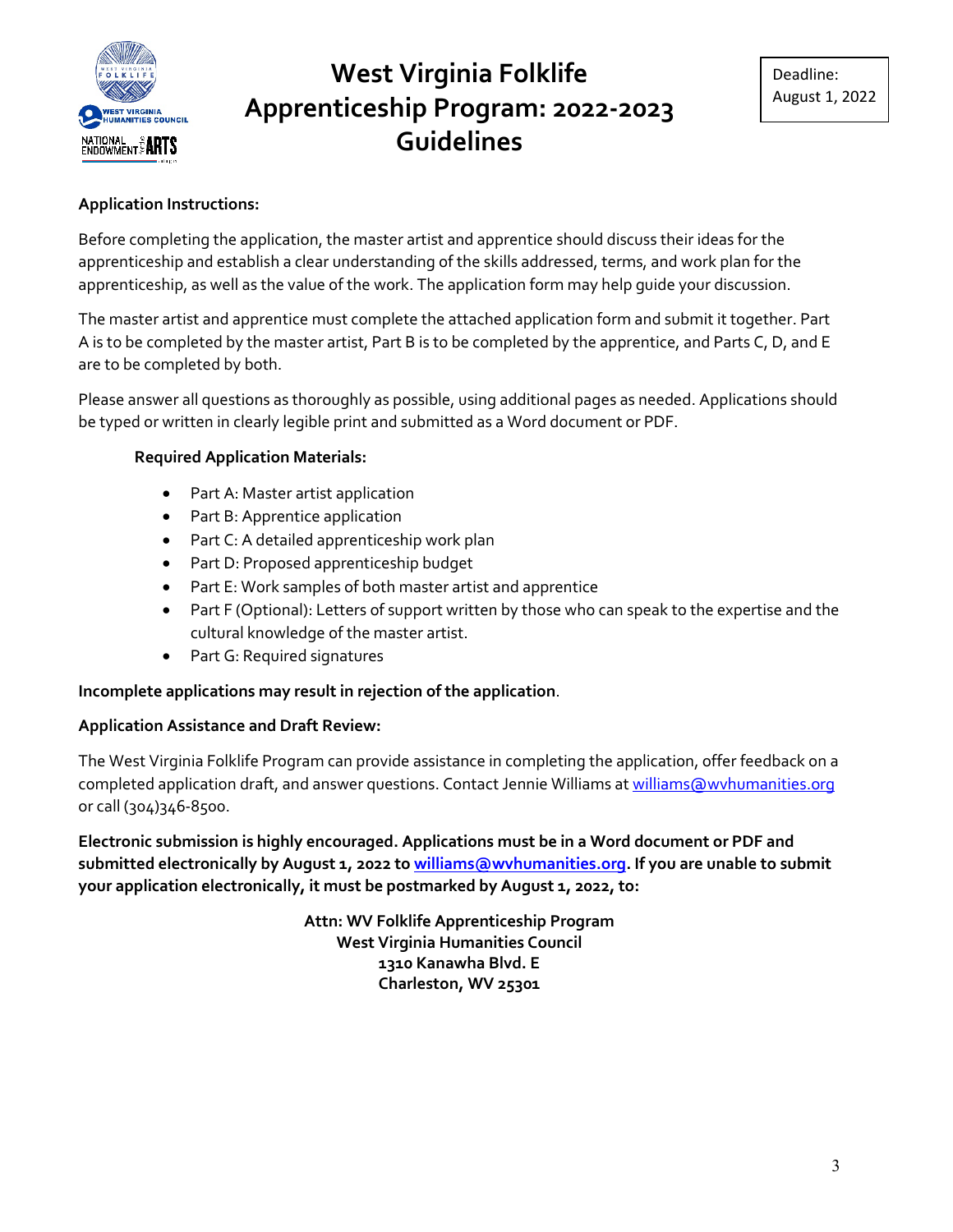# West Virginia Folklife Apprenticeship Program: 2022-2023 Guidelines

Deadline: August 1, 2022

**Application Instructions:**

Before completing the application, the master artist and apprentice should discuss their ideas for the apprenticeship and establish a clear understanding of the skills addressed, terms, and work plan for the apprenticeship, as well as the value of the work. The application form may help guide your discussion.

The master artist and apprentice must complete the attached application form and submit it together. Part A is to be completed by the master artist, Part B is to be completed by the apprentice, and Parts C, D, and E are to be completed by both.

Please answer all questions as thoroughly as possible, using additional pages as needed. Applications should be typed or written in clearly legible print and submitted as a Word document or PDF.

**Required Application Materials:**

- Part A: Master artist application
- Part B: Apprentice application
- Part C: A detailed apprenticeship work plan
- Part D: Proposed apprenticeship budget
- Part E: Work samples of both master artist and apprentice
- Part F (Optional): Letters of support written by those who can speak to the expertise and the cultural knowledge of the master artist.
- Part G: Required signatures

**Incomplete applications may result in rejection of the application**.

**Application Assistance and Draft Review:**

The West Virginia Folklife Program can provide assistance in completing the application, offer feedback on a completed application draft, and answer questions. Contact Jennie Williams at williams@wvhumanities.org or call (304)346-8500.

**Electronic submission is highly encouraged. Applications must be in a Word document or PDF and submitted electronically by August 1, 2022 to williams@wvhumanities.org. If you are unable to submit your application electronically, it must be postmarked by August 1, 2022, to:**

**Attn: WV Folklife Apprenticeship Program**
**West Virginia Humanities Council**
**1310 Kanawha Blvd. E**
**Charleston, WV 25301**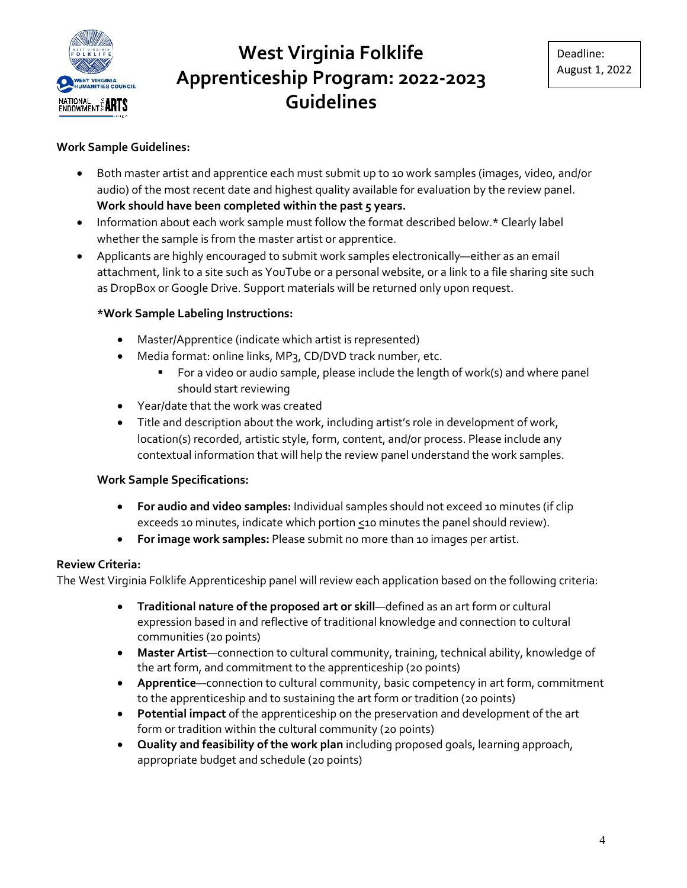# West Virginia Folklife Apprenticeship Program: 2022-2023 Guidelines

Deadline: August 1, 2022

**Work Sample Guidelines:**

- Both master artist and apprentice each must submit up to 10 work samples (images, video, and/or audio) of the most recent date and highest quality available for evaluation by the review panel. **Work should have been completed within the past 5 years.**
- Information about each work sample must follow the format described below.* Clearly label whether the sample is from the master artist or apprentice.
- Applicants are highly encouraged to submit work samples electronically—either as an email attachment, link to a site such as YouTube or a personal website, or a link to a file sharing site such as DropBox or Google Drive. Support materials will be returned only upon request.

**\*Work Sample Labeling Instructions:**

- Master/Apprentice (indicate which artist is represented)
- Media format: online links, MP3, CD/DVD track number, etc.
  - For a video or audio sample, please include the length of work(s) and where panel should start reviewing
- Year/date that the work was created
- Title and description about the work, including artist's role in development of work, location(s) recorded, artistic style, form, content, and/or process. Please include any contextual information that will help the review panel understand the work samples.

**Work Sample Specifications:**

- **For audio and video samples:** Individual samples should not exceed 10 minutes (if clip exceeds 10 minutes, indicate which portion ≤10 minutes the panel should review).
- **For image work samples:** Please submit no more than 10 images per artist.

**Review Criteria:**

The West Virginia Folklife Apprenticeship panel will review each application based on the following criteria:

- **Traditional nature of the proposed art or skill**—defined as an art form or cultural expression based in and reflective of traditional knowledge and connection to cultural communities (20 points)
- **Master Artist**—connection to cultural community, training, technical ability, knowledge of the art form, and commitment to the apprenticeship (20 points)
- **Apprentice**—connection to cultural community, basic competency in art form, commitment to the apprenticeship and to sustaining the art form or tradition (20 points)
- **Potential impact** of the apprenticeship on the preservation and development of the art form or tradition within the cultural community (20 points)
- **Quality and feasibility of the work plan** including proposed goals, learning approach, appropriate budget and schedule (20 points)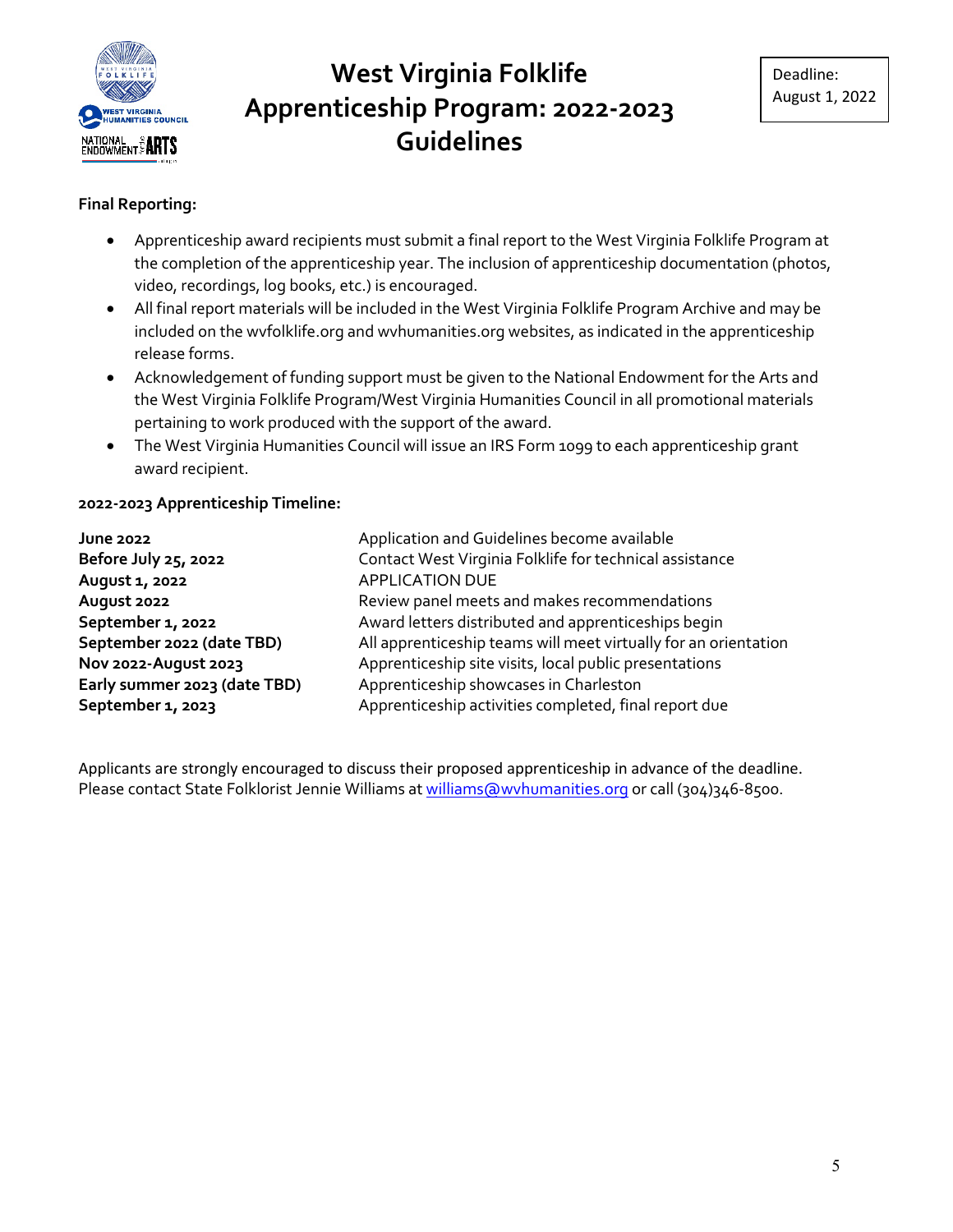# West Virginia Folklife Apprenticeship Program: 2022-2023 Guidelines

Deadline: August 1, 2022

**Final Reporting:**

- Apprenticeship award recipients must submit a final report to the West Virginia Folklife Program at the completion of the apprenticeship year. The inclusion of apprenticeship documentation (photos, video, recordings, log books, etc.) is encouraged.
- All final report materials will be included in the West Virginia Folklife Program Archive and may be included on the wvfolklife.org and wvhumanities.org websites, as indicated in the apprenticeship release forms.
- Acknowledgement of funding support must be given to the National Endowment for the Arts and the West Virginia Folklife Program/West Virginia Humanities Council in all promotional materials pertaining to work produced with the support of the award.
- The West Virginia Humanities Council will issue an IRS Form 1099 to each apprenticeship grant award recipient.

**2022-2023 Apprenticeship Timeline:**

| | |
|---|---|
| **June 2022** | Application and Guidelines become available |
| **Before July 25, 2022** | Contact West Virginia Folklife for technical assistance |
| **August 1, 2022** | APPLICATION DUE |
| **August 2022** | Review panel meets and makes recommendations |
| **September 1, 2022** | Award letters distributed and apprenticeships begin |
| **September 2022 (date TBD)** | All apprenticeship teams will meet virtually for an orientation |
| **Nov 2022-August 2023** | Apprenticeship site visits, local public presentations |
| **Early summer 2023 (date TBD)** | Apprenticeship showcases in Charleston |
| **September 1, 2023** | Apprenticeship activities completed, final report due |

Applicants are strongly encouraged to discuss their proposed apprenticeship in advance of the deadline. Please contact State Folklorist Jennie Williams at williams@wvhumanities.org or call (304)346-8500.